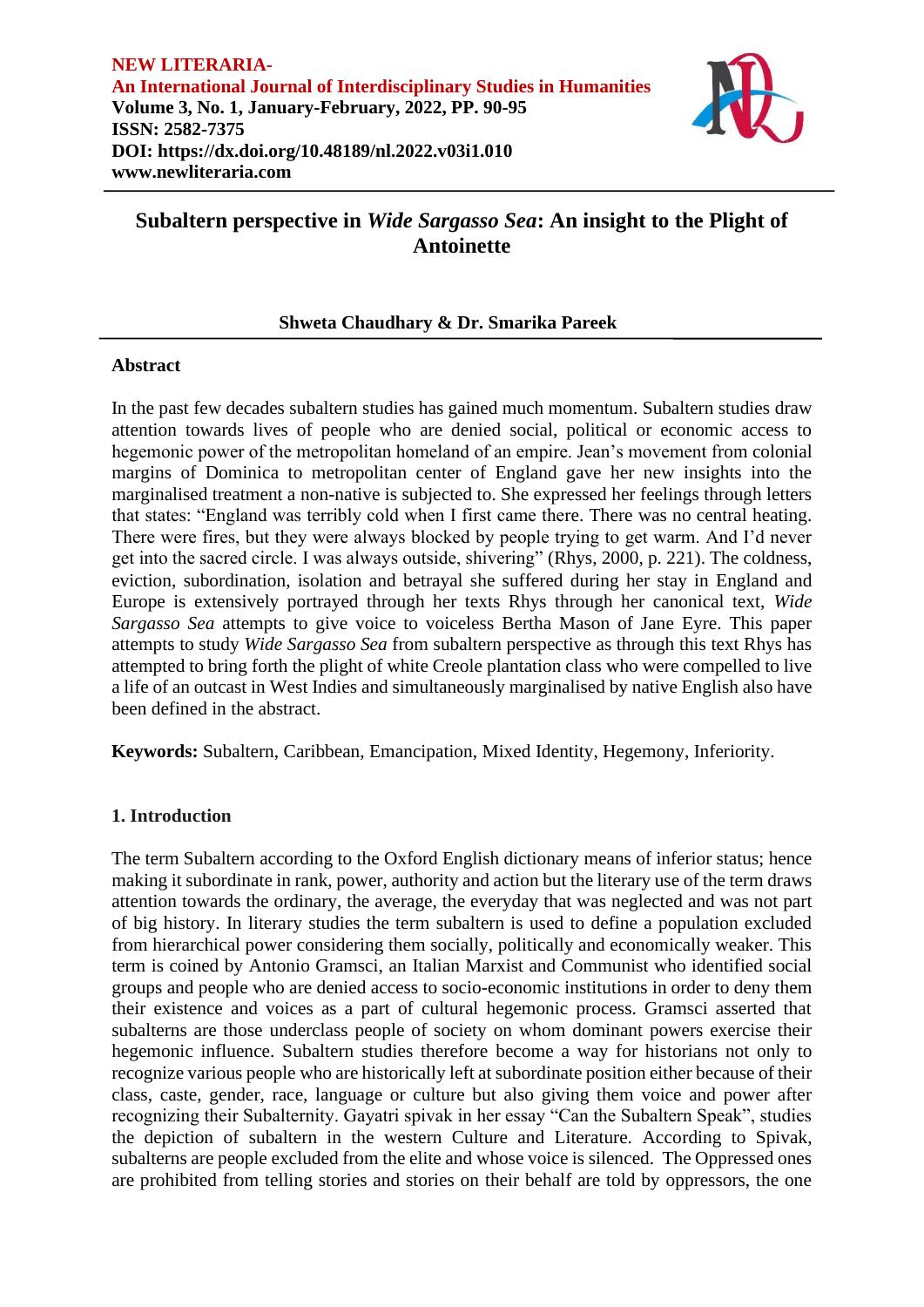# Subaltern perspective in *Wide Sargasso Sea*: An insight to the Plight of Antoinette

**Shweta Chaudhary & Dr. Smarika Pareek**

## Abstract

In the past few decades subaltern studies has gained much momentum. Subaltern studies draw attention towards lives of people who are denied social, political or economic access to hegemonic power of the metropolitan homeland of an empire. Jean's movement from colonial margins of Dominica to metropolitan center of England gave her new insights into the marginalised treatment a non-native is subjected to. She expressed her feelings through letters that states: "England was terribly cold when I first came there. There was no central heating. There were fires, but they were always blocked by people trying to get warm. And I'd never get into the sacred circle. I was always outside, shivering" (Rhys, 2000, p. 221). The coldness, eviction, subordination, isolation and betrayal she suffered during her stay in England and Europe is extensively portrayed through her texts Rhys through her canonical text, *Wide Sargasso Sea* attempts to give voice to voiceless Bertha Mason of Jane Eyre. This paper attempts to study *Wide Sargasso Sea* from subaltern perspective as through this text Rhys has attempted to bring forth the plight of white Creole plantation class who were compelled to live a life of an outcast in West Indies and simultaneously marginalised by native English also have been defined in the abstract.

**Keywords:** Subaltern, Caribbean, Emancipation, Mixed Identity, Hegemony, Inferiority.

## 1. Introduction

The term Subaltern according to the Oxford English dictionary means of inferior status; hence making it subordinate in rank, power, authority and action but the literary use of the term draws attention towards the ordinary, the average, the everyday that was neglected and was not part of big history. In literary studies the term subaltern is used to define a population excluded from hierarchical power considering them socially, politically and economically weaker. This term is coined by Antonio Gramsci, an Italian Marxist and Communist who identified social groups and people who are denied access to socio-economic institutions in order to deny them their existence and voices as a part of cultural hegemonic process. Gramsci asserted that subalterns are those underclass people of society on whom dominant powers exercise their hegemonic influence. Subaltern studies therefore become a way for historians not only to recognize various people who are historically left at subordinate position either because of their class, caste, gender, race, language or culture but also giving them voice and power after recognizing their Subalternity. Gayatri spivak in her essay "Can the Subaltern Speak", studies the depiction of subaltern in the western Culture and Literature. According to Spivak, subalterns are people excluded from the elite and whose voice is silenced. The Oppressed ones are prohibited from telling stories and stories on their behalf are told by oppressors, the one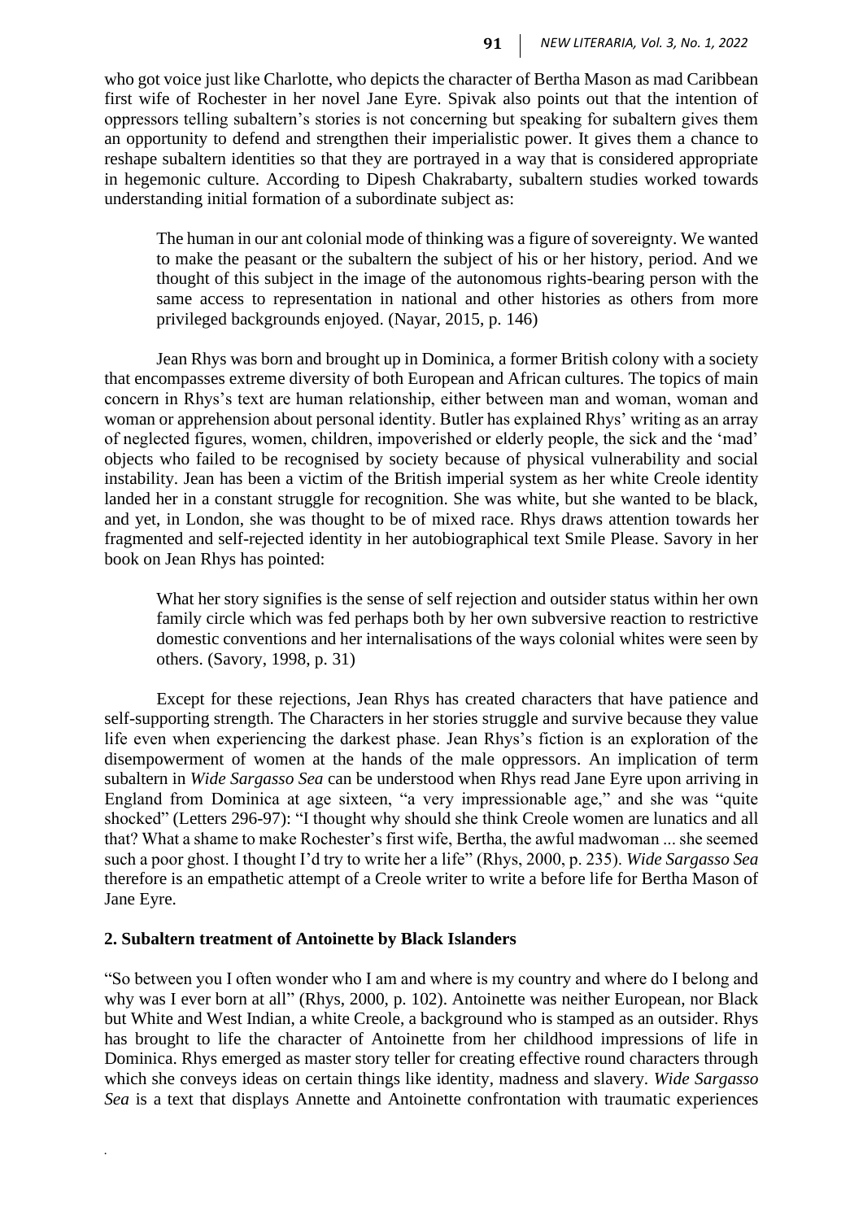who got voice just like Charlotte, who depicts the character of Bertha Mason as mad Caribbean first wife of Rochester in her novel Jane Eyre. Spivak also points out that the intention of oppressors telling subaltern's stories is not concerning but speaking for subaltern gives them an opportunity to defend and strengthen their imperialistic power. It gives them a chance to reshape subaltern identities so that they are portrayed in a way that is considered appropriate in hegemonic culture. According to Dipesh Chakrabarty, subaltern studies worked towards understanding initial formation of a subordinate subject as:

> The human in our ant colonial mode of thinking was a figure of sovereignty. We wanted to make the peasant or the subaltern the subject of his or her history, period. And we thought of this subject in the image of the autonomous rights-bearing person with the same access to representation in national and other histories as others from more privileged backgrounds enjoyed. (Nayar, 2015, p. 146)

Jean Rhys was born and brought up in Dominica, a former British colony with a society that encompasses extreme diversity of both European and African cultures. The topics of main concern in Rhys's text are human relationship, either between man and woman, woman and woman or apprehension about personal identity. Butler has explained Rhys' writing as an array of neglected figures, women, children, impoverished or elderly people, the sick and the 'mad' objects who failed to be recognised by society because of physical vulnerability and social instability. Jean has been a victim of the British imperial system as her white Creole identity landed her in a constant struggle for recognition. She was white, but she wanted to be black, and yet, in London, she was thought to be of mixed race. Rhys draws attention towards her fragmented and self-rejected identity in her autobiographical text Smile Please. Savory in her book on Jean Rhys has pointed:

> What her story signifies is the sense of self rejection and outsider status within her own family circle which was fed perhaps both by her own subversive reaction to restrictive domestic conventions and her internalisations of the ways colonial whites were seen by others. (Savory, 1998, p. 31)

Except for these rejections, Jean Rhys has created characters that have patience and self-supporting strength. The Characters in her stories struggle and survive because they value life even when experiencing the darkest phase. Jean Rhys's fiction is an exploration of the disempowerment of women at the hands of the male oppressors. An implication of term subaltern in *Wide Sargasso Sea* can be understood when Rhys read Jane Eyre upon arriving in England from Dominica at age sixteen, "a very impressionable age," and she was "quite shocked" (Letters 296-97): "I thought why should she think Creole women are lunatics and all that? What a shame to make Rochester's first wife, Bertha, the awful madwoman ... she seemed such a poor ghost. I thought I'd try to write her a life" (Rhys, 2000, p. 235). *Wide Sargasso Sea* therefore is an empathetic attempt of a Creole writer to write a before life for Bertha Mason of Jane Eyre.

## 2. Subaltern treatment of Antoinette by Black Islanders

"So between you I often wonder who I am and where is my country and where do I belong and why was I ever born at all" (Rhys, 2000, p. 102). Antoinette was neither European, nor Black but White and West Indian, a white Creole, a background who is stamped as an outsider. Rhys has brought to life the character of Antoinette from her childhood impressions of life in Dominica. Rhys emerged as master story teller for creating effective round characters through which she conveys ideas on certain things like identity, madness and slavery. *Wide Sargasso Sea* is a text that displays Annette and Antoinette confrontation with traumatic experiences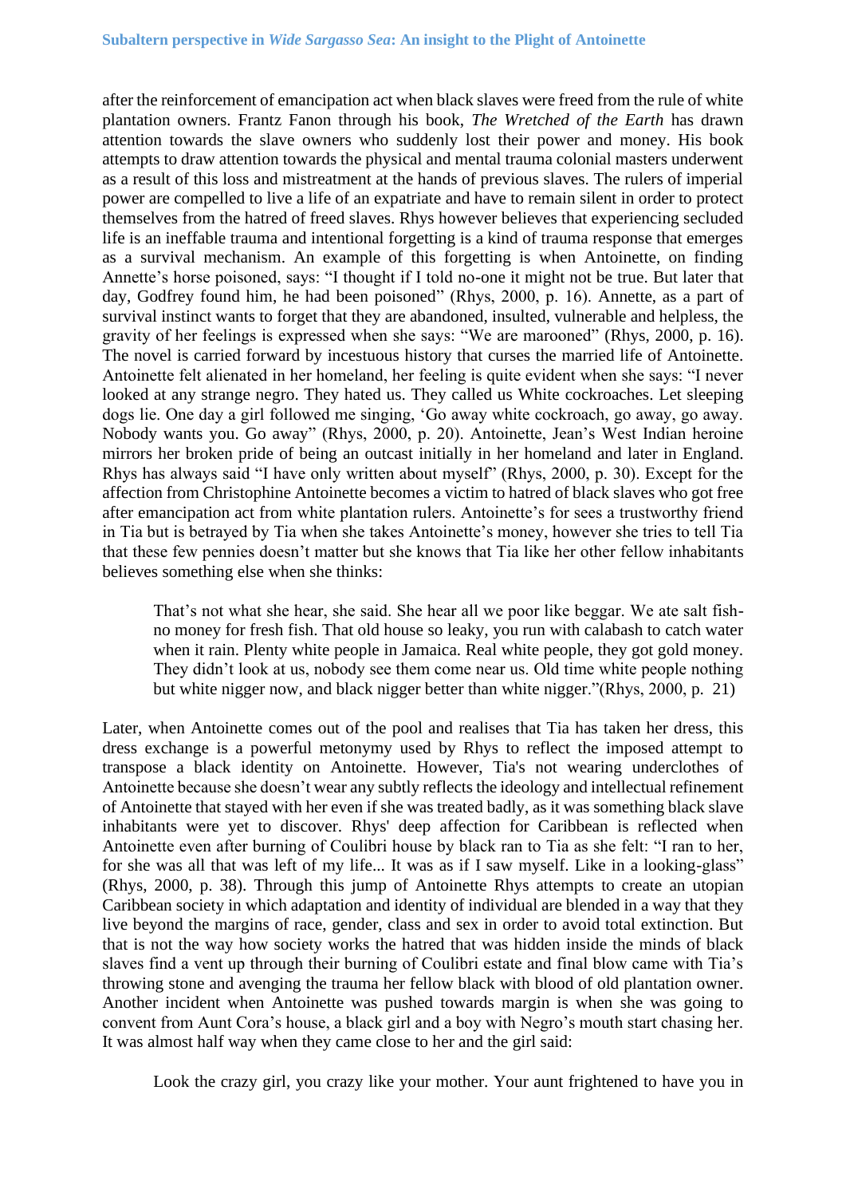after the reinforcement of emancipation act when black slaves were freed from the rule of white plantation owners. Frantz Fanon through his book, *The Wretched of the Earth* has drawn attention towards the slave owners who suddenly lost their power and money. His book attempts to draw attention towards the physical and mental trauma colonial masters underwent as a result of this loss and mistreatment at the hands of previous slaves. The rulers of imperial power are compelled to live a life of an expatriate and have to remain silent in order to protect themselves from the hatred of freed slaves. Rhys however believes that experiencing secluded life is an ineffable trauma and intentional forgetting is a kind of trauma response that emerges as a survival mechanism. An example of this forgetting is when Antoinette, on finding Annette's horse poisoned, says: "I thought if I told no-one it might not be true. But later that day, Godfrey found him, he had been poisoned" (Rhys, 2000, p. 16). Annette, as a part of survival instinct wants to forget that they are abandoned, insulted, vulnerable and helpless, the gravity of her feelings is expressed when she says: "We are marooned" (Rhys, 2000, p. 16). The novel is carried forward by incestuous history that curses the married life of Antoinette. Antoinette felt alienated in her homeland, her feeling is quite evident when she says: "I never looked at any strange negro. They hated us. They called us White cockroaches. Let sleeping dogs lie. One day a girl followed me singing, 'Go away white cockroach, go away, go away. Nobody wants you. Go away" (Rhys, 2000, p. 20). Antoinette, Jean's West Indian heroine mirrors her broken pride of being an outcast initially in her homeland and later in England. Rhys has always said "I have only written about myself" (Rhys, 2000, p. 30). Except for the affection from Christophine Antoinette becomes a victim to hatred of black slaves who got free after emancipation act from white plantation rulers. Antoinette's for sees a trustworthy friend in Tia but is betrayed by Tia when she takes Antoinette's money, however she tries to tell Tia that these few pennies doesn't matter but she knows that Tia like her other fellow inhabitants believes something else when she thinks:

> That's not what she hear, she said. She hear all we poor like beggar. We ate salt fish-no money for fresh fish. That old house so leaky, you run with calabash to catch water when it rain. Plenty white people in Jamaica. Real white people, they got gold money. They didn't look at us, nobody see them come near us. Old time white people nothing but white nigger now, and black nigger better than white nigger."(Rhys, 2000, p. 21)

Later, when Antoinette comes out of the pool and realises that Tia has taken her dress, this dress exchange is a powerful metonymy used by Rhys to reflect the imposed attempt to transpose a black identity on Antoinette. However, Tia's not wearing underclothes of Antoinette because she doesn't wear any subtly reflects the ideology and intellectual refinement of Antoinette that stayed with her even if she was treated badly, as it was something black slave inhabitants were yet to discover. Rhys' deep affection for Caribbean is reflected when Antoinette even after burning of Coulibri house by black ran to Tia as she felt: "I ran to her, for she was all that was left of my life... It was as if I saw myself. Like in a looking-glass" (Rhys, 2000, p. 38). Through this jump of Antoinette Rhys attempts to create an utopian Caribbean society in which adaptation and identity of individual are blended in a way that they live beyond the margins of race, gender, class and sex in order to avoid total extinction. But that is not the way how society works the hatred that was hidden inside the minds of black slaves find a vent up through their burning of Coulibri estate and final blow came with Tia's throwing stone and avenging the trauma her fellow black with blood of old plantation owner. Another incident when Antoinette was pushed towards margin is when she was going to convent from Aunt Cora's house, a black girl and a boy with Negro's mouth start chasing her. It was almost half way when they came close to her and the girl said:

> Look the crazy girl, you crazy like your mother. Your aunt frightened to have you in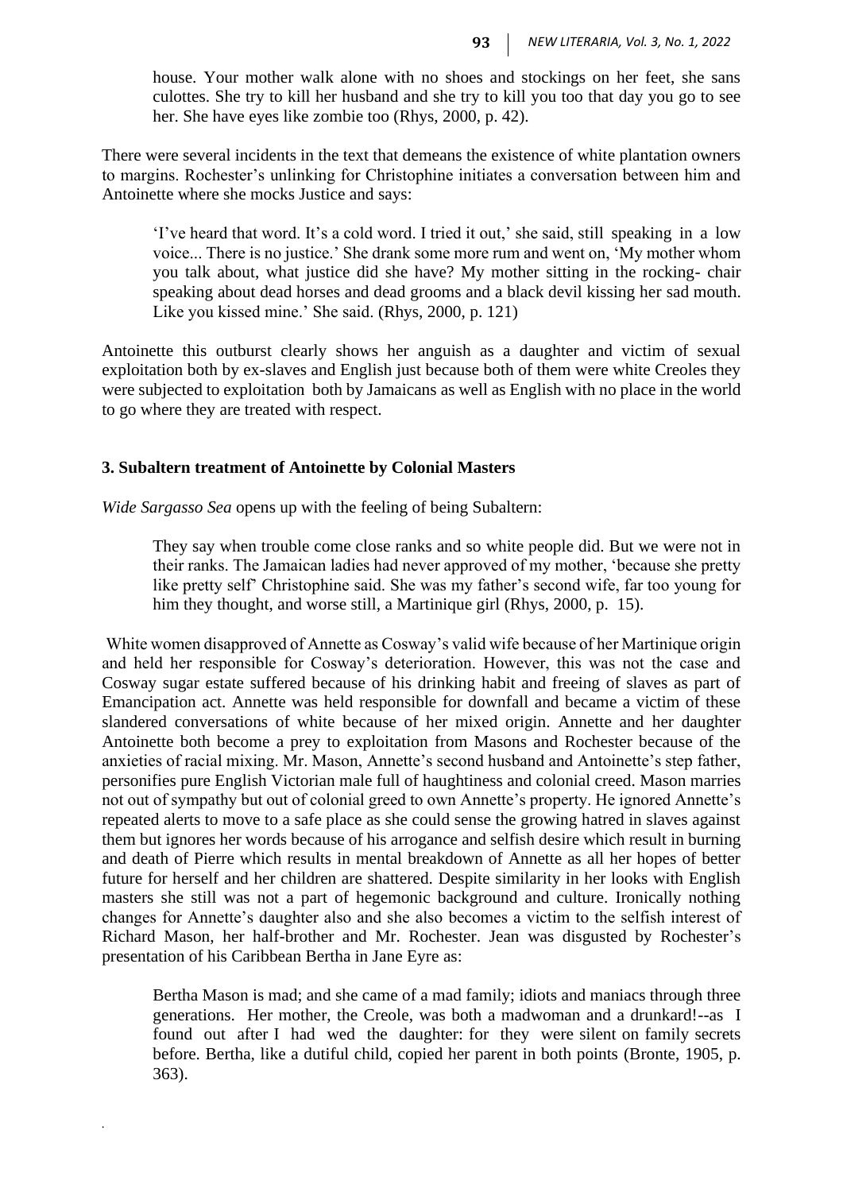> house. Your mother walk alone with no shoes and stockings on her feet, she sans culottes. She try to kill her husband and she try to kill you too that day you go to see her. She have eyes like zombie too (Rhys, 2000, p. 42).

There were several incidents in the text that demeans the existence of white plantation owners to margins. Rochester's unlinking for Christophine initiates a conversation between him and Antoinette where she mocks Justice and says:

> 'I've heard that word. It's a cold word. I tried it out,' she said, still speaking in a low voice... There is no justice.' She drank some more rum and went on, 'My mother whom you talk about, what justice did she have? My mother sitting in the rocking- chair speaking about dead horses and dead grooms and a black devil kissing her sad mouth. Like you kissed mine.' She said. (Rhys, 2000, p. 121)

Antoinette this outburst clearly shows her anguish as a daughter and victim of sexual exploitation both by ex-slaves and English just because both of them were white Creoles they were subjected to exploitation both by Jamaicans as well as English with no place in the world to go where they are treated with respect.

### 3. Subaltern treatment of Antoinette by Colonial Masters

*Wide Sargasso Sea* opens up with the feeling of being Subaltern:

> They say when trouble come close ranks and so white people did. But we were not in their ranks. The Jamaican ladies had never approved of my mother, 'because she pretty like pretty self' Christophine said. She was my father's second wife, far too young for him they thought, and worse still, a Martinique girl (Rhys, 2000, p. 15).

White women disapproved of Annette as Cosway's valid wife because of her Martinique origin and held her responsible for Cosway's deterioration. However, this was not the case and Cosway sugar estate suffered because of his drinking habit and freeing of slaves as part of Emancipation act. Annette was held responsible for downfall and became a victim of these slandered conversations of white because of her mixed origin. Annette and her daughter Antoinette both become a prey to exploitation from Masons and Rochester because of the anxieties of racial mixing. Mr. Mason, Annette's second husband and Antoinette's step father, personifies pure English Victorian male full of haughtiness and colonial creed. Mason marries not out of sympathy but out of colonial greed to own Annette's property. He ignored Annette's repeated alerts to move to a safe place as she could sense the growing hatred in slaves against them but ignores her words because of his arrogance and selfish desire which result in burning and death of Pierre which results in mental breakdown of Annette as all her hopes of better future for herself and her children are shattered. Despite similarity in her looks with English masters she still was not a part of hegemonic background and culture. Ironically nothing changes for Annette's daughter also and she also becomes a victim to the selfish interest of Richard Mason, her half-brother and Mr. Rochester. Jean was disgusted by Rochester's presentation of his Caribbean Bertha in Jane Eyre as:

> Bertha Mason is mad; and she came of a mad family; idiots and maniacs through three generations. Her mother, the Creole, was both a madwoman and a drunkard!--as I found out after I had wed the daughter: for they were silent on family secrets before. Bertha, like a dutiful child, copied her parent in both points (Bronte, 1905, p. 363).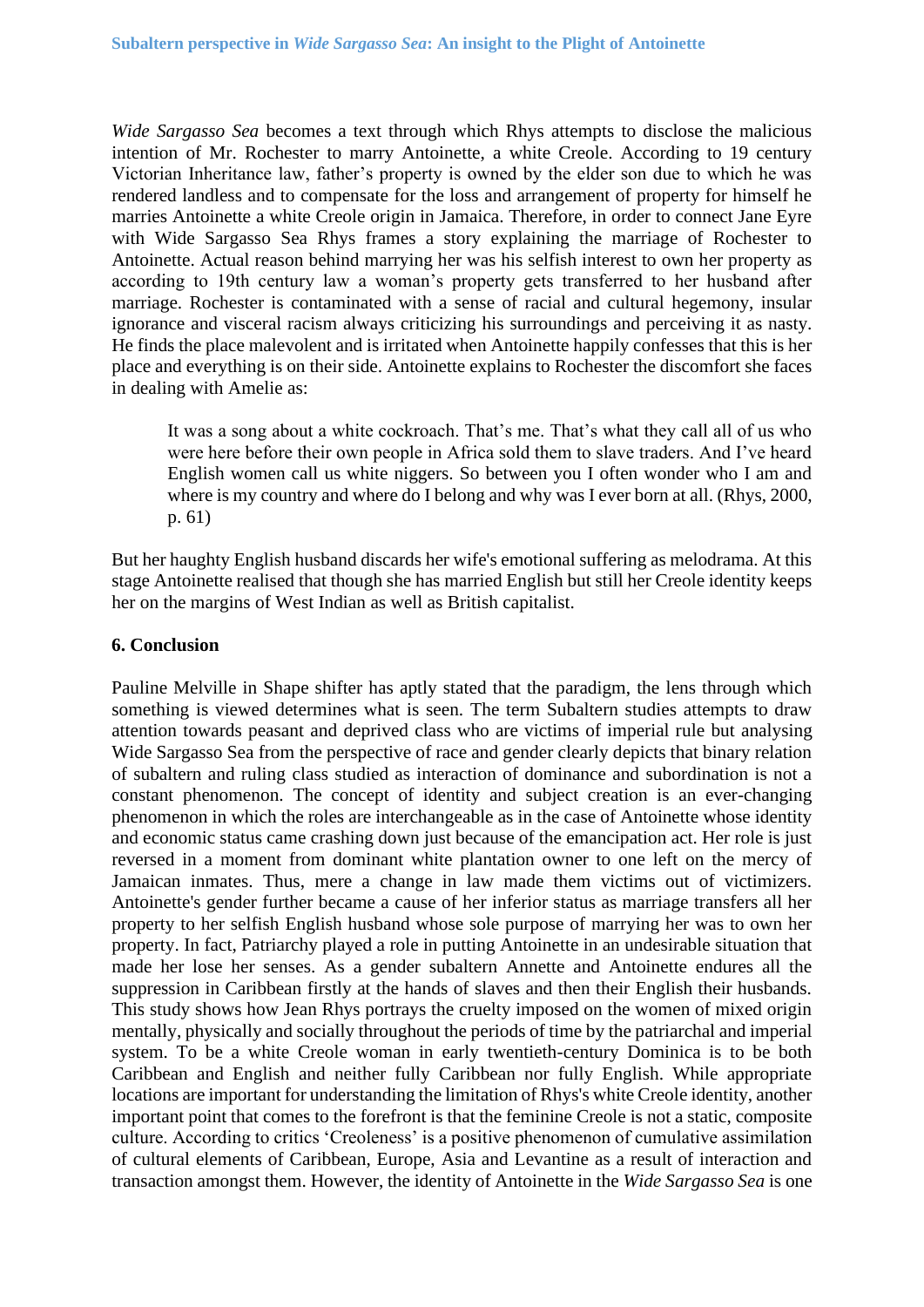*Wide Sargasso Sea* becomes a text through which Rhys attempts to disclose the malicious intention of Mr. Rochester to marry Antoinette, a white Creole. According to 19 century Victorian Inheritance law, father's property is owned by the elder son due to which he was rendered landless and to compensate for the loss and arrangement of property for himself he marries Antoinette a white Creole origin in Jamaica. Therefore, in order to connect Jane Eyre with Wide Sargasso Sea Rhys frames a story explaining the marriage of Rochester to Antoinette. Actual reason behind marrying her was his selfish interest to own her property as according to 19th century law a woman's property gets transferred to her husband after marriage. Rochester is contaminated with a sense of racial and cultural hegemony, insular ignorance and visceral racism always criticizing his surroundings and perceiving it as nasty. He finds the place malevolent and is irritated when Antoinette happily confesses that this is her place and everything is on their side. Antoinette explains to Rochester the discomfort she faces in dealing with Amelie as:

> It was a song about a white cockroach. That's me. That's what they call all of us who were here before their own people in Africa sold them to slave traders. And I've heard English women call us white niggers. So between you I often wonder who I am and where is my country and where do I belong and why was I ever born at all. (Rhys, 2000, p. 61)

But her haughty English husband discards her wife's emotional suffering as melodrama. At this stage Antoinette realised that though she has married English but still her Creole identity keeps her on the margins of West Indian as well as British capitalist.

### 6. Conclusion

Pauline Melville in Shape shifter has aptly stated that the paradigm, the lens through which something is viewed determines what is seen. The term Subaltern studies attempts to draw attention towards peasant and deprived class who are victims of imperial rule but analysing Wide Sargasso Sea from the perspective of race and gender clearly depicts that binary relation of subaltern and ruling class studied as interaction of dominance and subordination is not a constant phenomenon. The concept of identity and subject creation is an ever-changing phenomenon in which the roles are interchangeable as in the case of Antoinette whose identity and economic status came crashing down just because of the emancipation act. Her role is just reversed in a moment from dominant white plantation owner to one left on the mercy of Jamaican inmates. Thus, mere a change in law made them victims out of victimizers. Antoinette's gender further became a cause of her inferior status as marriage transfers all her property to her selfish English husband whose sole purpose of marrying her was to own her property. In fact, Patriarchy played a role in putting Antoinette in an undesirable situation that made her lose her senses. As a gender subaltern Annette and Antoinette endures all the suppression in Caribbean firstly at the hands of slaves and then their English their husbands. This study shows how Jean Rhys portrays the cruelty imposed on the women of mixed origin mentally, physically and socially throughout the periods of time by the patriarchal and imperial system. To be a white Creole woman in early twentieth-century Dominica is to be both Caribbean and English and neither fully Caribbean nor fully English. While appropriate locations are important for understanding the limitation of Rhys's white Creole identity, another important point that comes to the forefront is that the feminine Creole is not a static, composite culture. According to critics 'Creoleness' is a positive phenomenon of cumulative assimilation of cultural elements of Caribbean, Europe, Asia and Levantine as a result of interaction and transaction amongst them. However, the identity of Antoinette in the *Wide Sargasso Sea* is one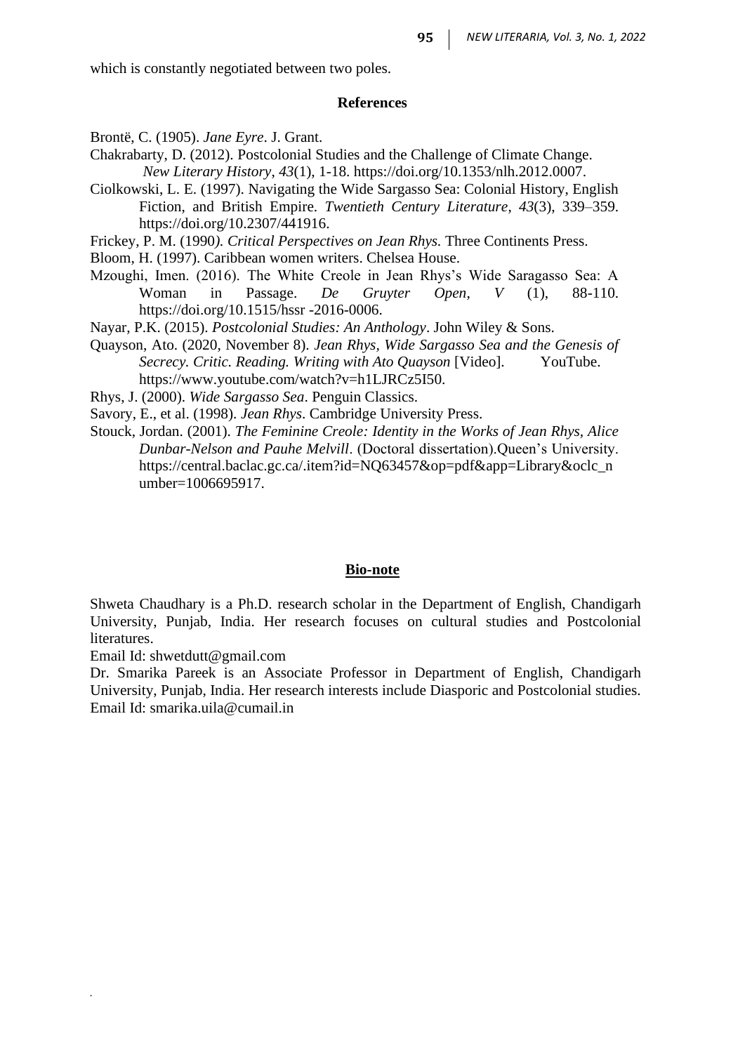which is constantly negotiated between two poles.

## References

Brontë, C. (1905). *Jane Eyre*. J. Grant.

Chakrabarty, D. (2012). Postcolonial Studies and the Challenge of Climate Change. *New Literary History*, *43*(1), 1-18. https://doi.org/10.1353/nlh.2012.0007.

Ciolkowski, L. E. (1997). Navigating the Wide Sargasso Sea: Colonial History, English Fiction, and British Empire. *Twentieth Century Literature*, *43*(3), 339–359. https://doi.org/10.2307/441916.

Frickey, P. M. (1990*). Critical Perspectives on Jean Rhys.* Three Continents Press.

Bloom, H. (1997). Caribbean women writers. Chelsea House.

Mzoughi, Imen. (2016). The White Creole in Jean Rhys's Wide Saragasso Sea: A Woman in Passage. *De Gruyter Open*, *V* (1), 88-110. https://doi.org/10.1515/hssr -2016-0006.

Nayar, P.K. (2015). *Postcolonial Studies: An Anthology*. John Wiley & Sons.

Quayson, Ato. (2020, November 8). *Jean Rhys, Wide Sargasso Sea and the Genesis of Secrecy. Critic. Reading. Writing with Ato Quayson* [Video]. YouTube. https://www.youtube.com/watch?v=h1LJRCz5I50.

Rhys, J. (2000). *Wide Sargasso Sea*. Penguin Classics.

Savory, E., et al. (1998). *Jean Rhys*. Cambridge University Press.

Stouck, Jordan. (2001). *The Feminine Creole: Identity in the Works of Jean Rhys, Alice Dunbar-Nelson and Pauhe Melvill*. (Doctoral dissertation).Queen's University. https://central.baclac.gc.ca/.item?id=NQ63457&op=pdf&app=Library&oclc_number=1006695917.

## Bio-note

Shweta Chaudhary is a Ph.D. research scholar in the Department of English, Chandigarh University, Punjab, India. Her research focuses on cultural studies and Postcolonial literatures.

Email Id: shwetdutt@gmail.com

Dr. Smarika Pareek is an Associate Professor in Department of English, Chandigarh University, Punjab, India. Her research interests include Diasporic and Postcolonial studies.

Email Id: smarika.uila@cumail.in